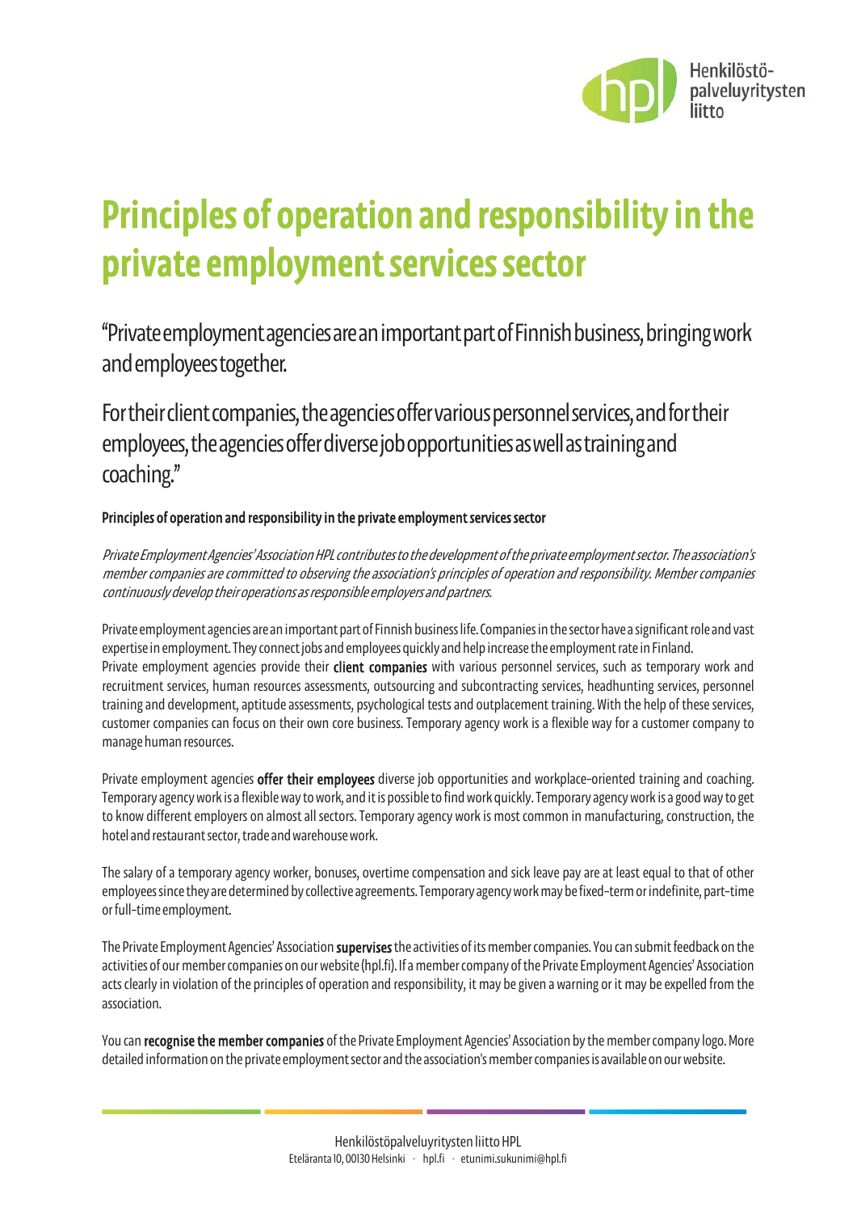# Principles of operation and responsibility in the private employment services sector

"Private employment agencies are an important part of Finnish business, bringing work and employees together.

For their client companies, the agencies offer various personnel services, and for their employees, the agencies offer diverse job opportunities as well as training and coaching."

**Principles of operation and responsibility in the private employment services sector**

*Private Employment Agencies' Association HPL contributes to the development of the private employment sector. The association's member companies are committed to observing the association's principles of operation and responsibility. Member companies continuously develop their operations as responsible employers and partners.*

Private employment agencies are an important part of Finnish business life. Companies in the sector have a significant role and vast expertise in employment. They connect jobs and employees quickly and help increase the employment rate in Finland.
Private employment agencies provide their **client companies** with various personnel services, such as temporary work and recruitment services, human resources assessments, outsourcing and subcontracting services, headhunting services, personnel training and development, aptitude assessments, psychological tests and outplacement training. With the help of these services, customer companies can focus on their own core business. Temporary agency work is a flexible way for a customer company to manage human resources.

Private employment agencies **offer their employees** diverse job opportunities and workplace-oriented training and coaching. Temporary agency work is a flexible way to work, and it is possible to find work quickly. Temporary agency work is a good way to get to know different employers on almost all sectors. Temporary agency work is most common in manufacturing, construction, the hotel and restaurant sector, trade and warehouse work.

The salary of a temporary agency worker, bonuses, overtime compensation and sick leave pay are at least equal to that of other employees since they are determined by collective agreements. Temporary agency work may be fixed-term or indefinite, part-time or full-time employment.

The Private Employment Agencies' Association **supervises** the activities of its member companies. You can submit feedback on the activities of our member companies on our website (hpl.fi). If a member company of the Private Employment Agencies' Association acts clearly in violation of the principles of operation and responsibility, it may be given a warning or it may be expelled from the association.

You can **recognise the member companies** of the Private Employment Agencies' Association by the member company logo. More detailed information on the private employment sector and the association's member companies is available on our website.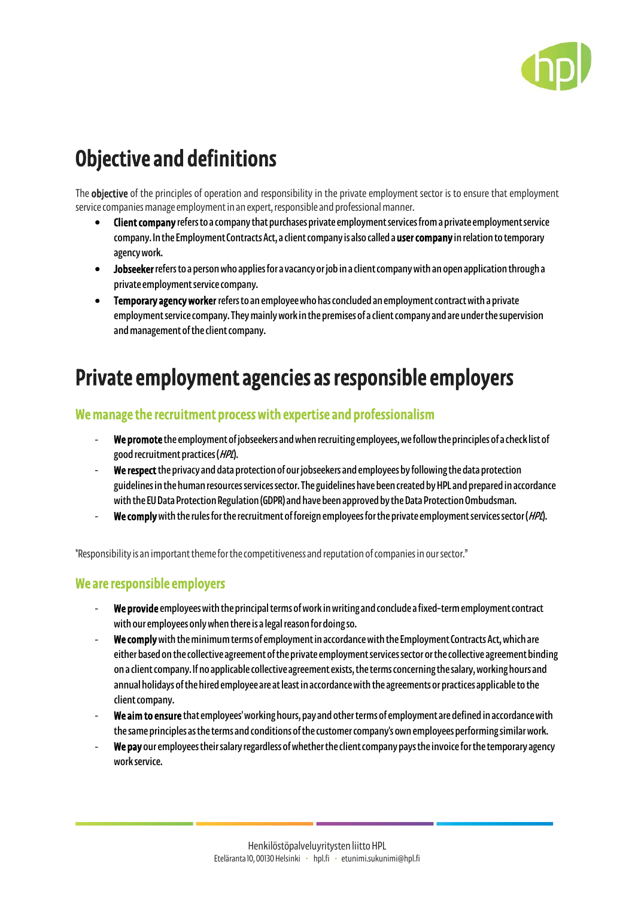# Objective and definitions

The **objective** of the principles of operation and responsibility in the private employment sector is to ensure that employment service companies manage employment in an expert, responsible and professional manner.

- **Client company** refers to a company that purchases private employment services from a private employment service company. In the Employment Contracts Act, a client company is also called a **user company** in relation to temporary agency work.
- **Jobseeker** refers to a person who applies for a vacancy or job in a client company with an open application through a private employment service company.
- **Temporary agency worker** refers to an employee who has concluded an employment contract with a private employment service company. They mainly work in the premises of a client company and are under the supervision and management of the client company.

# Private employment agencies as responsible employers

## We manage the recruitment process with expertise and professionalism

- **We promote** the employment of jobseekers and when recruiting employees, we follow the principles of a check list of good recruitment practices (*HPL*).
- **We respect** the privacy and data protection of our jobseekers and employees by following the data protection guidelines in the human resources services sector. The guidelines have been created by HPL and prepared in accordance with the EU Data Protection Regulation (GDPR) and have been approved by the Data Protection Ombudsman.
- **We comply** with the rules for the recruitment of foreign employees for the private employment services sector (*HPL*).

"Responsibility is an important theme for the competitiveness and reputation of companies in our sector."

## We are responsible employers

- **We provide** employees with the principal terms of work in writing and conclude a fixed-term employment contract with our employees only when there is a legal reason for doing so.
- **We comply** with the minimum terms of employment in accordance with the Employment Contracts Act, which are either based on the collective agreement of the private employment services sector or the collective agreement binding on a client company. If no applicable collective agreement exists, the terms concerning the salary, working hours and annual holidays of the hired employee are at least in accordance with the agreements or practices applicable to the client company.
- **We aim to ensure** that employees' working hours, pay and other terms of employment are defined in accordance with the same principles as the terms and conditions of the customer company's own employees performing similar work.
- **We pay** our employees their salary regardless of whether the client company pays the invoice for the temporary agency work service.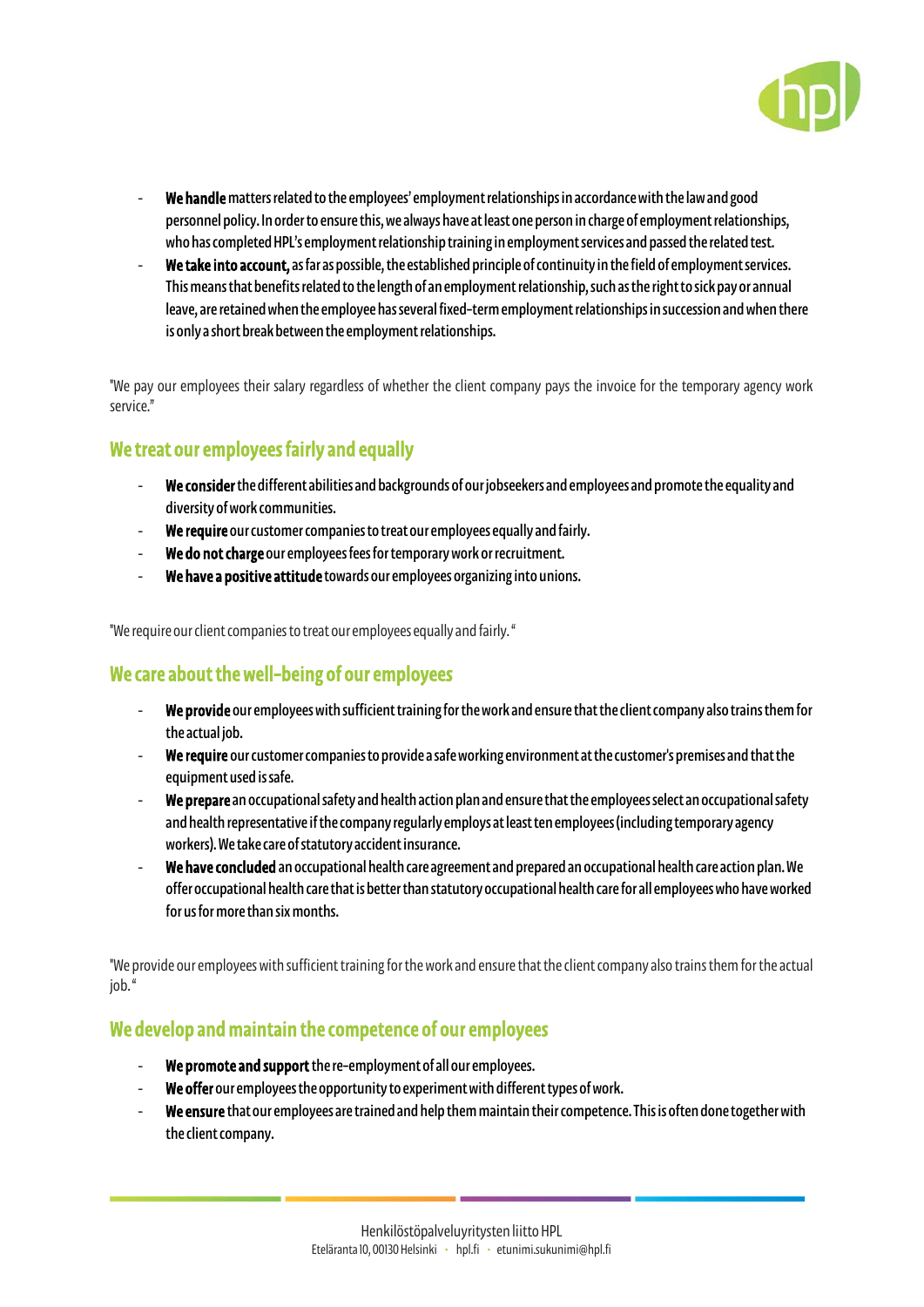- **We handle** matters related to the employees' employment relationships in accordance with the law and good personnel policy. In order to ensure this, we always have at least one person in charge of employment relationships, who has completed HPL's employment relationship training in employment services and passed the related test.
- **We take into account,** as far as possible, the established principle of continuity in the field of employment services. This means that benefits related to the length of an employment relationship, such as the right to sick pay or annual leave, are retained when the employee has several fixed-term employment relationships in succession and when there is only a short break between the employment relationships.

"We pay our employees their salary regardless of whether the client company pays the invoice for the temporary agency work service."

## We treat our employees fairly and equally

- **We consider** the different abilities and backgrounds of our jobseekers and employees and promote the equality and diversity of work communities.
- **We require** our customer companies to treat our employees equally and fairly.
- **We do not charge** our employees fees for temporary work or recruitment.
- **We have a positive attitude** towards our employees organizing into unions.

"We require our client companies to treat our employees equally and fairly."

## We care about the well-being of our employees

- **We provide** our employees with sufficient training for the work and ensure that the client company also trains them for the actual job.
- **We require** our customer companies to provide a safe working environment at the customer's premises and that the equipment used is safe.
- **We prepare** an occupational safety and health action plan and ensure that the employees select an occupational safety and health representative if the company regularly employs at least ten employees (including temporary agency workers). We take care of statutory accident insurance.
- **We have concluded** an occupational health care agreement and prepared an occupational health care action plan. We offer occupational health care that is better than statutory occupational health care for all employees who have worked for us for more than six months.

"We provide our employees with sufficient training for the work and ensure that the client company also trains them for the actual job."

## We develop and maintain the competence of our employees

- **We promote and support** the re-employment of all our employees.
- **We offer** our employees the opportunity to experiment with different types of work.
- **We ensure** that our employees are trained and help them maintain their competence. This is often done together with the client company.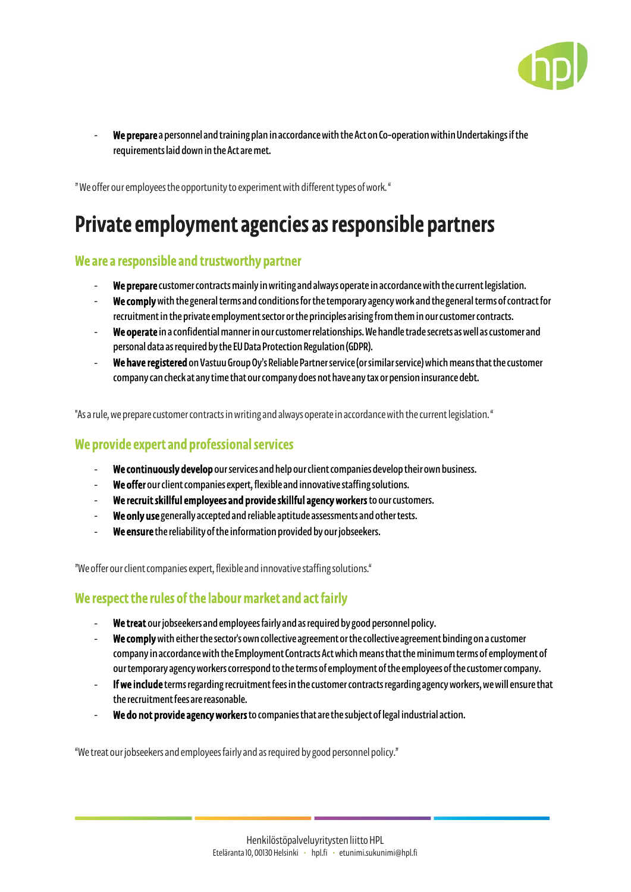- **We prepare** a personnel and training plan in accordance with the Act on Co-operation within Undertakings if the requirements laid down in the Act are met.

" We offer our employees the opportunity to experiment with different types of work. "

# Private employment agencies as responsible partners

## We are a responsible and trustworthy partner

- **We prepare** customer contracts mainly in writing and always operate in accordance with the current legislation.
- **We comply** with the general terms and conditions for the temporary agency work and the general terms of contract for recruitment in the private employment sector or the principles arising from them in our customer contracts.
- **We operate** in a confidential manner in our customer relationships. We handle trade secrets as well as customer and personal data as required by the EU Data Protection Regulation (GDPR).
- **We have registered** on Vastuu Group Oy's Reliable Partner service (or similar service) which means that the customer company can check at any time that our company does not have any tax or pension insurance debt.

"As a rule, we prepare customer contracts in writing and always operate in accordance with the current legislation. "

## We provide expert and professional services

- **We continuously develop** our services and help our client companies develop their own business.
- **We offer** our client companies expert, flexible and innovative staffing solutions.
- **We recruit skillful employees and provide skillful agency workers** to our customers.
- **We only use** generally accepted and reliable aptitude assessments and other tests.
- **We ensure** the reliability of the information provided by our jobseekers.

"We offer our client companies expert, flexible and innovative staffing solutions."

## We respect the rules of the labour market and act fairly

- **We treat** our jobseekers and employees fairly and as required by good personnel policy.
- **We comply** with either the sector's own collective agreement or the collective agreement binding on a customer company in accordance with the Employment Contracts Act which means that the minimum terms of employment of our temporary agency workers correspond to the terms of employment of the employees of the customer company.
- **If we include** terms regarding recruitment fees in the customer contracts regarding agency workers, we will ensure that the recruitment fees are reasonable.
- **We do not provide agency workers** to companies that are the subject of legal industrial action.

"We treat our jobseekers and employees fairly and as required by good personnel policy."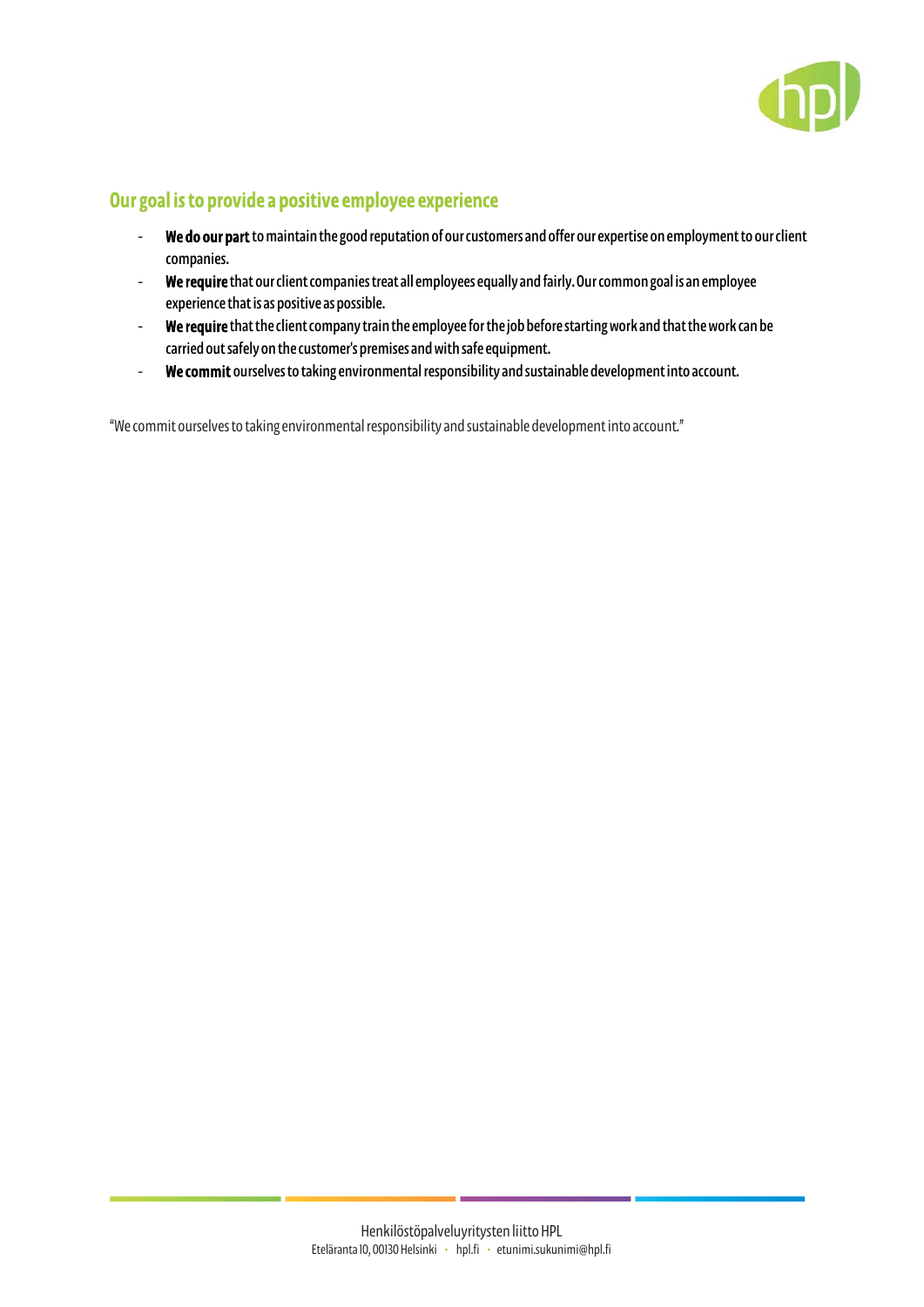## Our goal is to provide a positive employee experience

- **We do our part** to maintain the good reputation of our customers and offer our expertise on employment to our client companies.
- **We require** that our client companies treat all employees equally and fairly. Our common goal is an employee experience that is as positive as possible.
- **We require** that the client company train the employee for the job before starting work and that the work can be carried out safely on the customer's premises and with safe equipment.
- **We commit** ourselves to taking environmental responsibility and sustainable development into account.

"We commit ourselves to taking environmental responsibility and sustainable development into account."